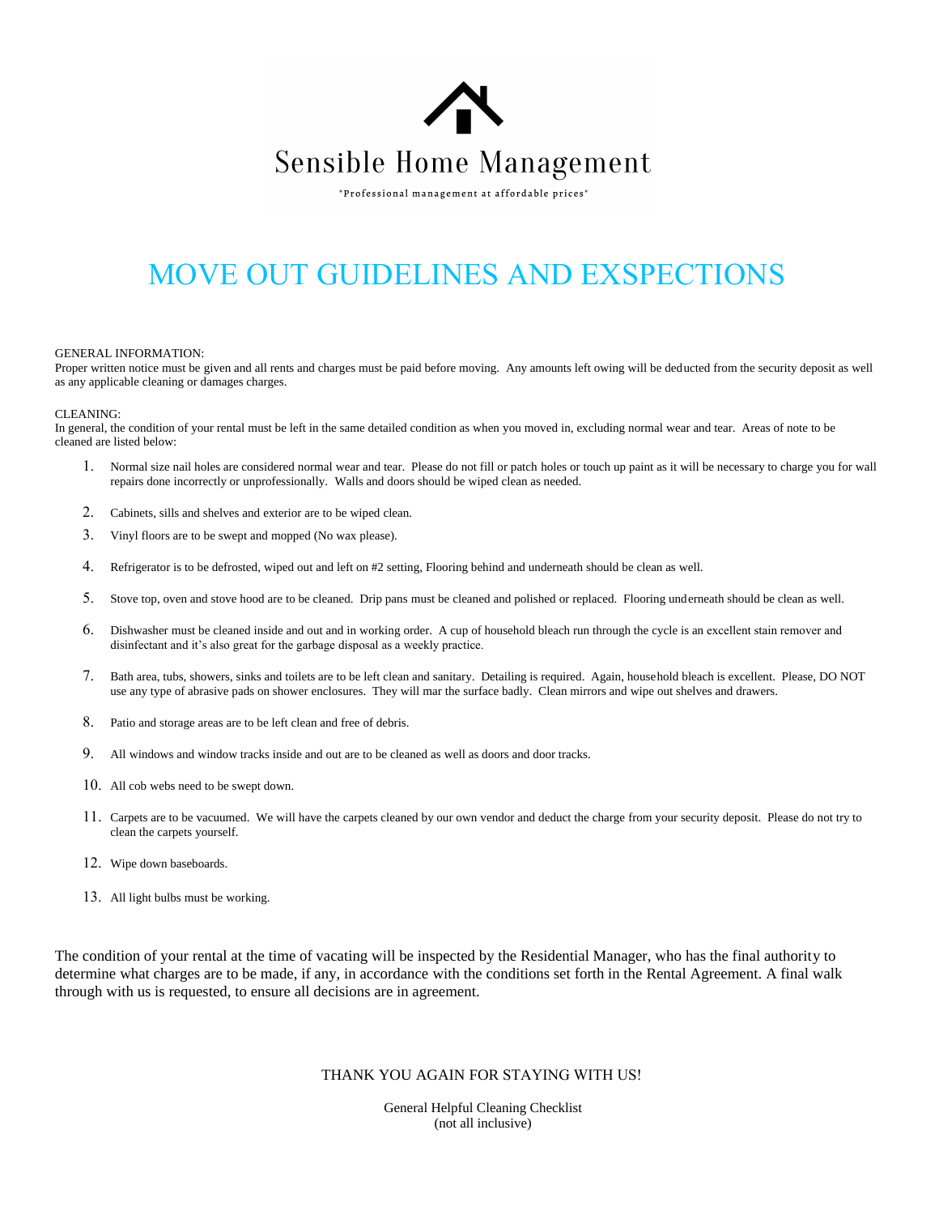Sensible Home Management

"Professional management at affordable prices"

# MOVE OUT GUIDELINES AND EXSPECTIONS

GENERAL INFORMATION:
Proper written notice must be given and all rents and charges must be paid before moving. Any amounts left owing will be deducted from the security deposit as well as any applicable cleaning or damages charges.

CLEANING:
In general, the condition of your rental must be left in the same detailed condition as when you moved in, excluding normal wear and tear. Areas of note to be cleaned are listed below:

1. Normal size nail holes are considered normal wear and tear. Please do not fill or patch holes or touch up paint as it will be necessary to charge you for wall repairs done incorrectly or unprofessionally. Walls and doors should be wiped clean as needed.
2. Cabinets, sills and shelves and exterior are to be wiped clean.
3. Vinyl floors are to be swept and mopped (No wax please).
4. Refrigerator is to be defrosted, wiped out and left on #2 setting, Flooring behind and underneath should be clean as well.
5. Stove top, oven and stove hood are to be cleaned. Drip pans must be cleaned and polished or replaced. Flooring underneath should be clean as well.
6. Dishwasher must be cleaned inside and out and in working order. A cup of household bleach run through the cycle is an excellent stain remover and disinfectant and it's also great for the garbage disposal as a weekly practice.
7. Bath area, tubs, showers, sinks and toilets are to be left clean and sanitary. Detailing is required. Again, household bleach is excellent. Please, DO NOT use any type of abrasive pads on shower enclosures. They will mar the surface badly. Clean mirrors and wipe out shelves and drawers.
8. Patio and storage areas are to be left clean and free of debris.
9. All windows and window tracks inside and out are to be cleaned as well as doors and door tracks.
10. All cob webs need to be swept down.
11. Carpets are to be vacuumed. We will have the carpets cleaned by our own vendor and deduct the charge from your security deposit. Please do not try to clean the carpets yourself.
12. Wipe down baseboards.
13. All light bulbs must be working.

The condition of your rental at the time of vacating will be inspected by the Residential Manager, who has the final authority to determine what charges are to be made, if any, in accordance with the conditions set forth in the Rental Agreement. A final walk through with us is requested, to ensure all decisions are in agreement.

THANK YOU AGAIN FOR STAYING WITH US!

General Helpful Cleaning Checklist
(not all inclusive)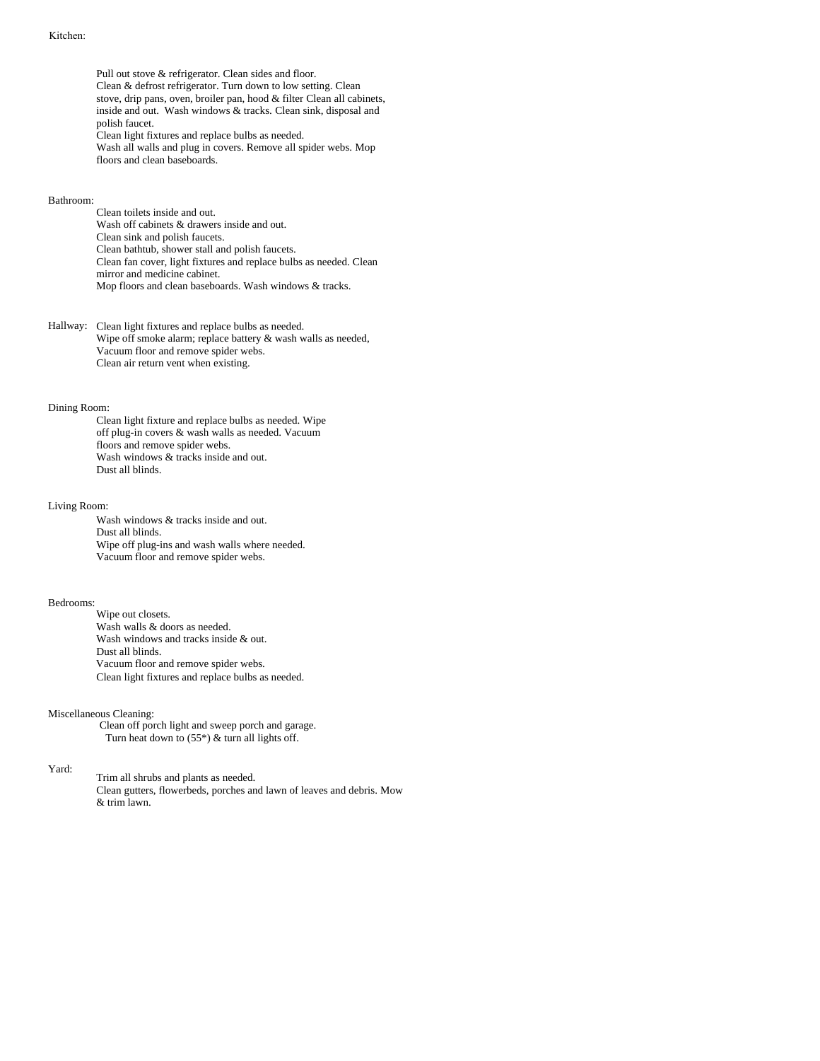Kitchen:

Pull out stove & refrigerator. Clean sides and floor.
Clean & defrost refrigerator. Turn down to low setting. Clean stove, drip pans, oven, broiler pan, hood & filter Clean all cabinets, inside and out. Wash windows & tracks. Clean sink, disposal and polish faucet.
Clean light fixtures and replace bulbs as needed.
Wash all walls and plug in covers. Remove all spider webs. Mop floors and clean baseboards.

Bathroom:

Clean toilets inside and out.
Wash off cabinets & drawers inside and out.
Clean sink and polish faucets.
Clean bathtub, shower stall and polish faucets.
Clean fan cover, light fixtures and replace bulbs as needed. Clean mirror and medicine cabinet.
Mop floors and clean baseboards. Wash windows & tracks.

Hallway:

Clean light fixtures and replace bulbs as needed.
Wipe off smoke alarm; replace battery & wash walls as needed,
Vacuum floor and remove spider webs.
Clean air return vent when existing.

Dining Room:

Clean light fixture and replace bulbs as needed. Wipe off plug-in covers & wash walls as needed. Vacuum floors and remove spider webs.
Wash windows & tracks inside and out.
Dust all blinds.

Living Room:

Wash windows & tracks inside and out.
Dust all blinds.
Wipe off plug-ins and wash walls where needed.
Vacuum floor and remove spider webs.

Bedrooms:

Wipe out closets.
Wash walls & doors as needed.
Wash windows and tracks inside & out.
Dust all blinds.
Vacuum floor and remove spider webs.
Clean light fixtures and replace bulbs as needed.

Miscellaneous Cleaning:

Clean off porch light and sweep porch and garage.
Turn heat down to (55*) & turn all lights off.

Yard:

Trim all shrubs and plants as needed.
Clean gutters, flowerbeds, porches and lawn of leaves and debris. Mow & trim lawn.